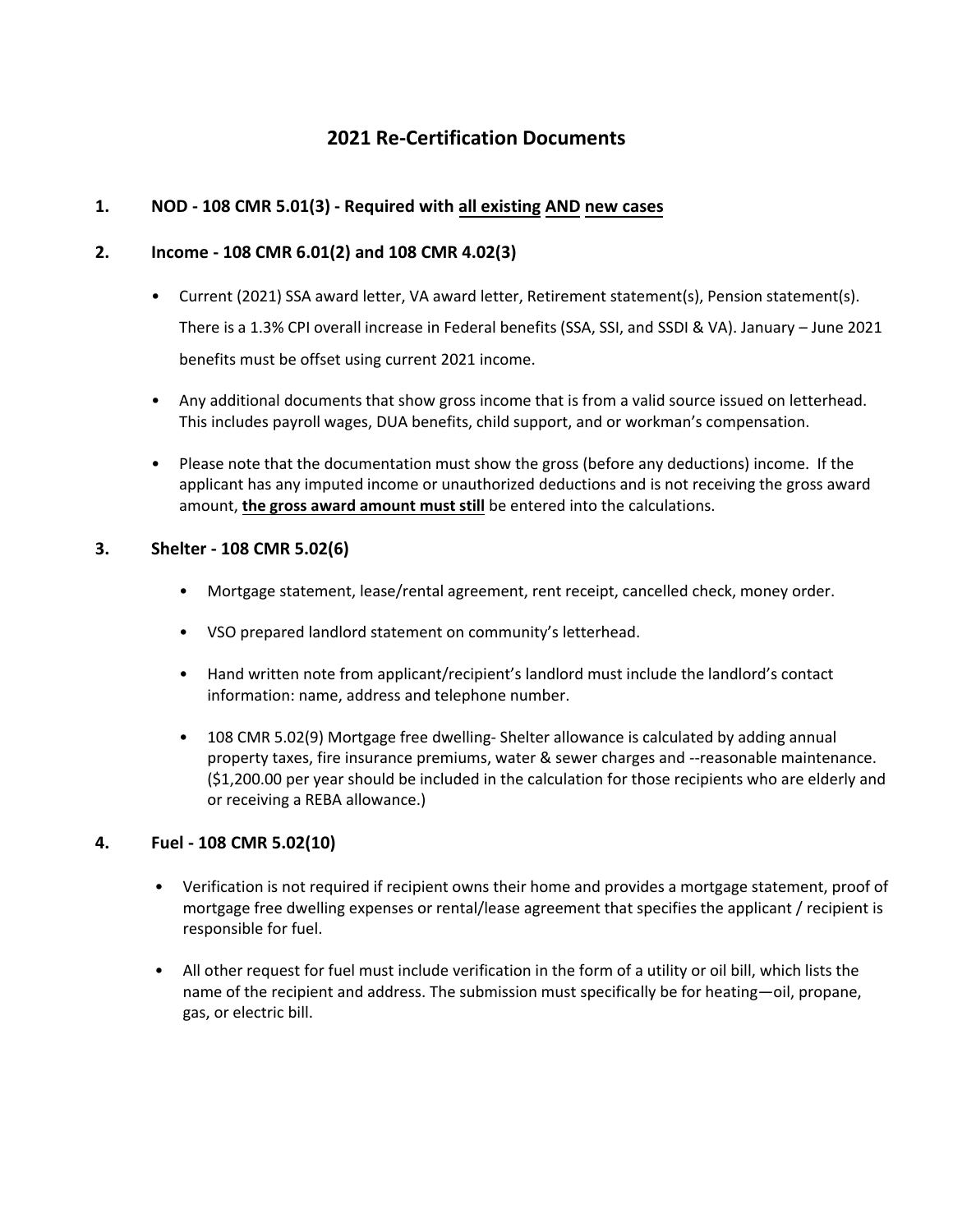# 2021 Re-Certification Documents

## 1. NOD - 108 CMR 5.01(3) - Required with all existing AND new cases

## 2. Income - 108 CMR 6.01(2) and 108 CMR 4.02(3)

- Current (2021) SSA award letter, VA award letter, Retirement statement(s), Pension statement(s). There is a 1.3% CPI overall increase in Federal benefits (SSA, SSI, and SSDI & VA). January – June 2021 benefits must be offset using current 2021 income.
- Any additional documents that show gross income that is from a valid source issued on letterhead. This includes payroll wages, DUA benefits, child support, and or workman's compensation.
- Please note that the documentation must show the gross (before any deductions) income. If the applicant has any imputed income or unauthorized deductions and is not receiving the gross award amount, **the gross award amount must still** be entered into the calculations.

## 3. Shelter - 108 CMR 5.02(6)

- Mortgage statement, lease/rental agreement, rent receipt, cancelled check, money order.
- VSO prepared landlord statement on community's letterhead.
- Hand written note from applicant/recipient's landlord must include the landlord's contact information: name, address and telephone number.
- 108 CMR 5.02(9) Mortgage free dwelling- Shelter allowance is calculated by adding annual property taxes, fire insurance premiums, water & sewer charges and --reasonable maintenance. ($1,200.00 per year should be included in the calculation for those recipients who are elderly and or receiving a REBA allowance.)

## 4. Fuel - 108 CMR 5.02(10)

- Verification is not required if recipient owns their home and provides a mortgage statement, proof of mortgage free dwelling expenses or rental/lease agreement that specifies the applicant / recipient is responsible for fuel.
- All other request for fuel must include verification in the form of a utility or oil bill, which lists the name of the recipient and address. The submission must specifically be for heating—oil, propane, gas, or electric bill.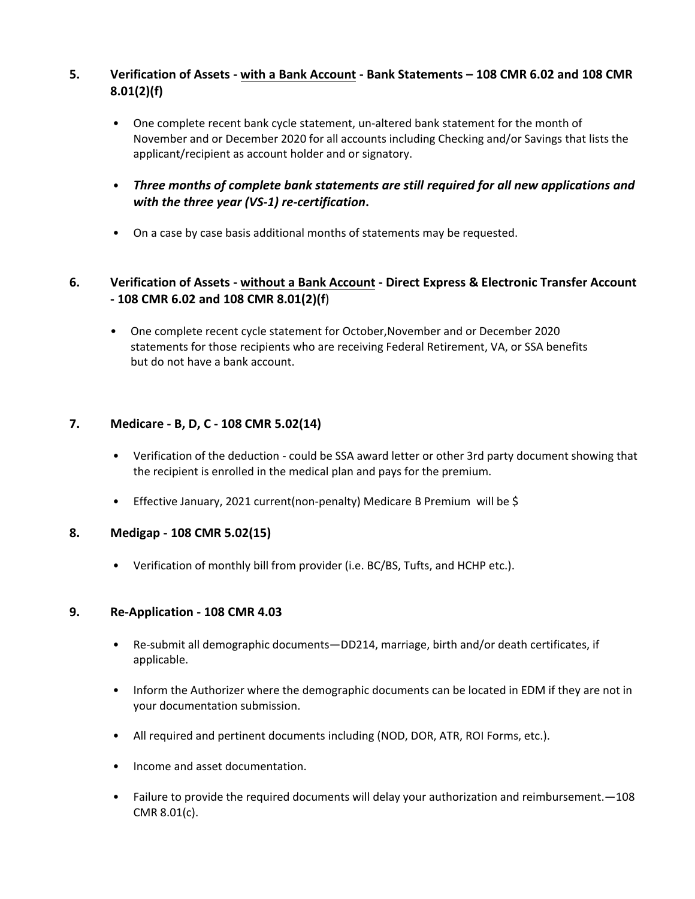## 5. Verification of Assets - <u>with a Bank Account</u> - Bank Statements – 108 CMR 6.02 and 108 CMR 8.01(2)(f)

- One complete recent bank cycle statement, un-altered bank statement for the month of November and or December 2020 for all accounts including Checking and/or Savings that lists the applicant/recipient as account holder and or signatory.
- ***Three months of complete bank statements are still required for all new applications and with the three year (VS-1) re-certification*.**
- On a case by case basis additional months of statements may be requested.

## 6. Verification of Assets - <u>without a Bank Account</u> - Direct Express & Electronic Transfer Account - 108 CMR 6.02 and 108 CMR 8.01(2)(f)

- One complete recent cycle statement for October,November and or December 2020 statements for those recipients who are receiving Federal Retirement, VA, or SSA benefits but do not have a bank account.

## 7. Medicare - B, D, C - 108 CMR 5.02(14)

- Verification of the deduction - could be SSA award letter or other 3rd party document showing that the recipient is enrolled in the medical plan and pays for the premium.
- Effective January, 2021 current(non-penalty) Medicare B Premium will be $

## 8. Medigap - 108 CMR 5.02(15)

- Verification of monthly bill from provider (i.e. BC/BS, Tufts, and HCHP etc.).

## 9. Re-Application - 108 CMR 4.03

- Re-submit all demographic documents—DD214, marriage, birth and/or death certificates, if applicable.
- Inform the Authorizer where the demographic documents can be located in EDM if they are not in your documentation submission.
- All required and pertinent documents including (NOD, DOR, ATR, ROI Forms, etc.).
- Income and asset documentation.
- Failure to provide the required documents will delay your authorization and reimbursement.—108 CMR 8.01(c).